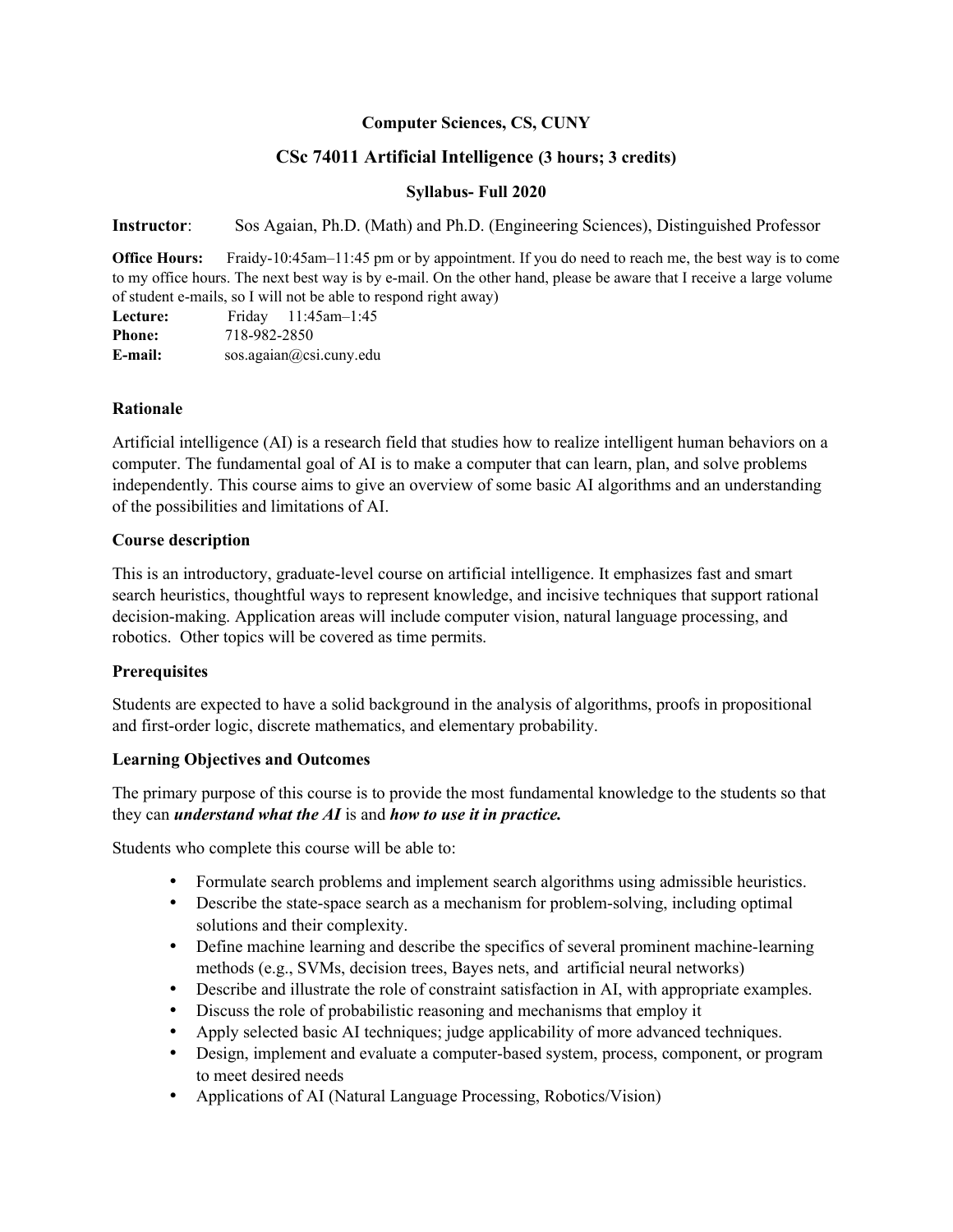**Computer Sciences, CS, CUNY**

# CSc 74011 Artificial Intelligence (3 hours; 3 credits)

**Syllabus- Full 2020**

**Instructor**: Sos Agaian, Ph.D. (Math) and Ph.D. (Engineering Sciences), Distinguished Professor

**Office Hours:** Fraidy-10:45am–11:45 pm or by appointment. If you do need to reach me, the best way is to come to my office hours. The next best way is by e-mail. On the other hand, please be aware that I receive a large volume of student e-mails, so I will not be able to respond right away)

**Lecture:** Friday 11:45am–1:45
**Phone:** 718-982-2850
**E-mail:** sos.agaian@csi.cuny.edu

## Rationale

Artificial intelligence (AI) is a research field that studies how to realize intelligent human behaviors on a computer. The fundamental goal of AI is to make a computer that can learn, plan, and solve problems independently. This course aims to give an overview of some basic AI algorithms and an understanding of the possibilities and limitations of AI.

## Course description

This is an introductory, graduate-level course on artificial intelligence. It emphasizes fast and smart search heuristics, thoughtful ways to represent knowledge, and incisive techniques that support rational decision-making. Application areas will include computer vision, natural language processing, and robotics. Other topics will be covered as time permits.

## Prerequisites

Students are expected to have a solid background in the analysis of algorithms, proofs in propositional and first-order logic, discrete mathematics, and elementary probability.

## Learning Objectives and Outcomes

The primary purpose of this course is to provide the most fundamental knowledge to the students so that they can ***understand what the AI*** is and ***how to use it in practice.***

Students who complete this course will be able to:

- Formulate search problems and implement search algorithms using admissible heuristics.
- Describe the state-space search as a mechanism for problem-solving, including optimal solutions and their complexity.
- Define machine learning and describe the specifics of several prominent machine-learning methods (e.g., SVMs, decision trees, Bayes nets, and artificial neural networks)
- Describe and illustrate the role of constraint satisfaction in AI, with appropriate examples.
- Discuss the role of probabilistic reasoning and mechanisms that employ it
- Apply selected basic AI techniques; judge applicability of more advanced techniques.
- Design, implement and evaluate a computer-based system, process, component, or program to meet desired needs
- Applications of AI (Natural Language Processing, Robotics/Vision)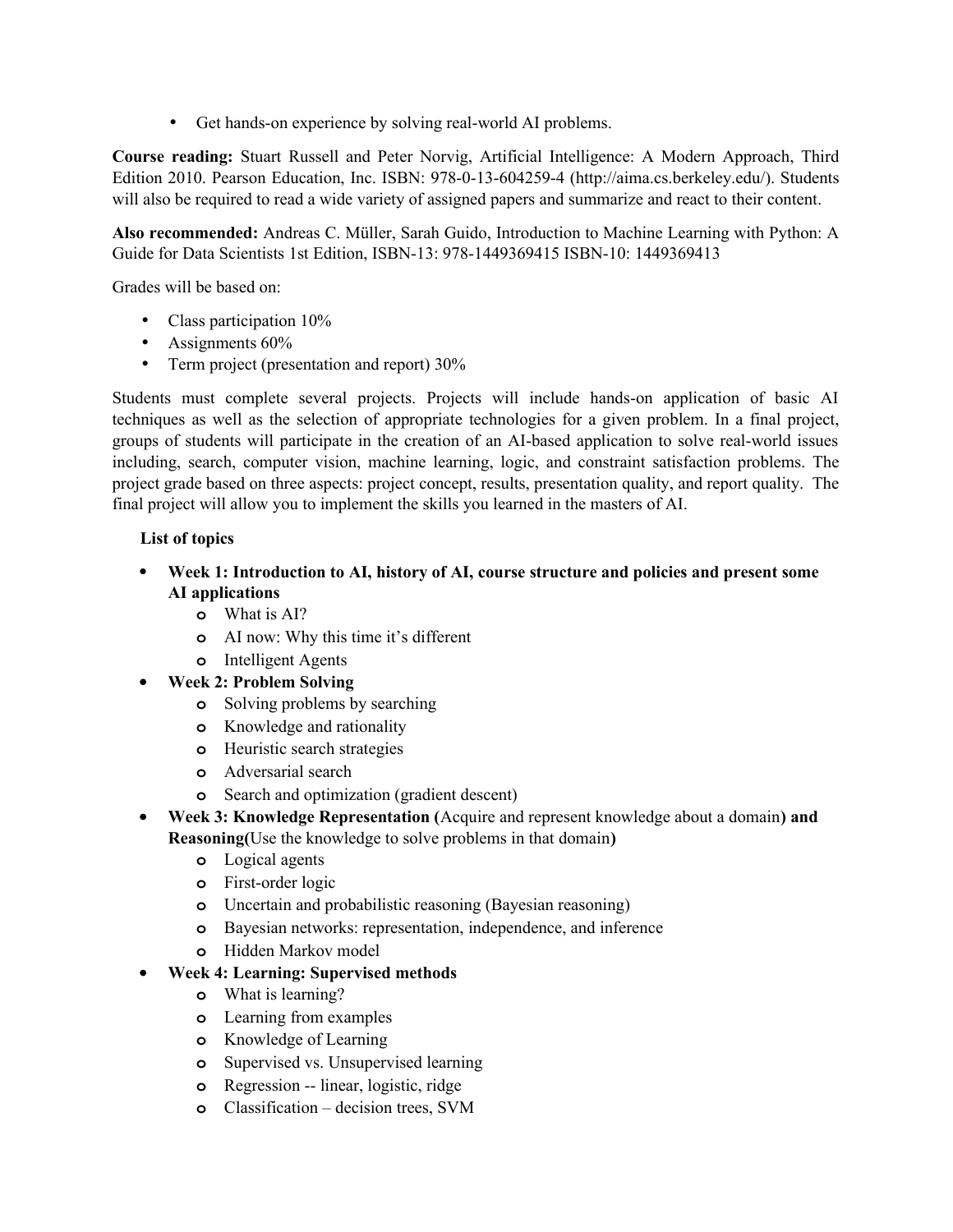- Get hands-on experience by solving real-world AI problems.

**Course reading:** Stuart Russell and Peter Norvig, Artificial Intelligence: A Modern Approach, Third Edition 2010. Pearson Education, Inc. ISBN: 978-0-13-604259-4 (http://aima.cs.berkeley.edu/). Students will also be required to read a wide variety of assigned papers and summarize and react to their content.

**Also recommended:** Andreas C. Müller, Sarah Guido, Introduction to Machine Learning with Python: A Guide for Data Scientists 1st Edition, ISBN-13: 978-1449369415 ISBN-10: 1449369413

Grades will be based on:

- Class participation 10%
- Assignments 60%
- Term project (presentation and report) 30%

Students must complete several projects. Projects will include hands-on application of basic AI techniques as well as the selection of appropriate technologies for a given problem. In a final project, groups of students will participate in the creation of an AI-based application to solve real-world issues including, search, computer vision, machine learning, logic, and constraint satisfaction problems. The project grade based on three aspects: project concept, results, presentation quality, and report quality. The final project will allow you to implement the skills you learned in the masters of AI.

**List of topics**

- **Week 1: Introduction to AI, history of AI, course structure and policies and present some AI applications**
  - What is AI?
  - AI now: Why this time it's different
  - Intelligent Agents
- **Week 2: Problem Solving**
  - Solving problems by searching
  - Knowledge and rationality
  - Heuristic search strategies
  - Adversarial search
  - Search and optimization (gradient descent)
- **Week 3: Knowledge Representation (**Acquire and represent knowledge about a domain**) and Reasoning(**Use the knowledge to solve problems in that domain**)**
  - Logical agents
  - First-order logic
  - Uncertain and probabilistic reasoning (Bayesian reasoning)
  - Bayesian networks: representation, independence, and inference
  - Hidden Markov model
- **Week 4: Learning: Supervised methods**
  - What is learning?
  - Learning from examples
  - Knowledge of Learning
  - Supervised vs. Unsupervised learning
  - Regression -- linear, logistic, ridge
  - Classification – decision trees, SVM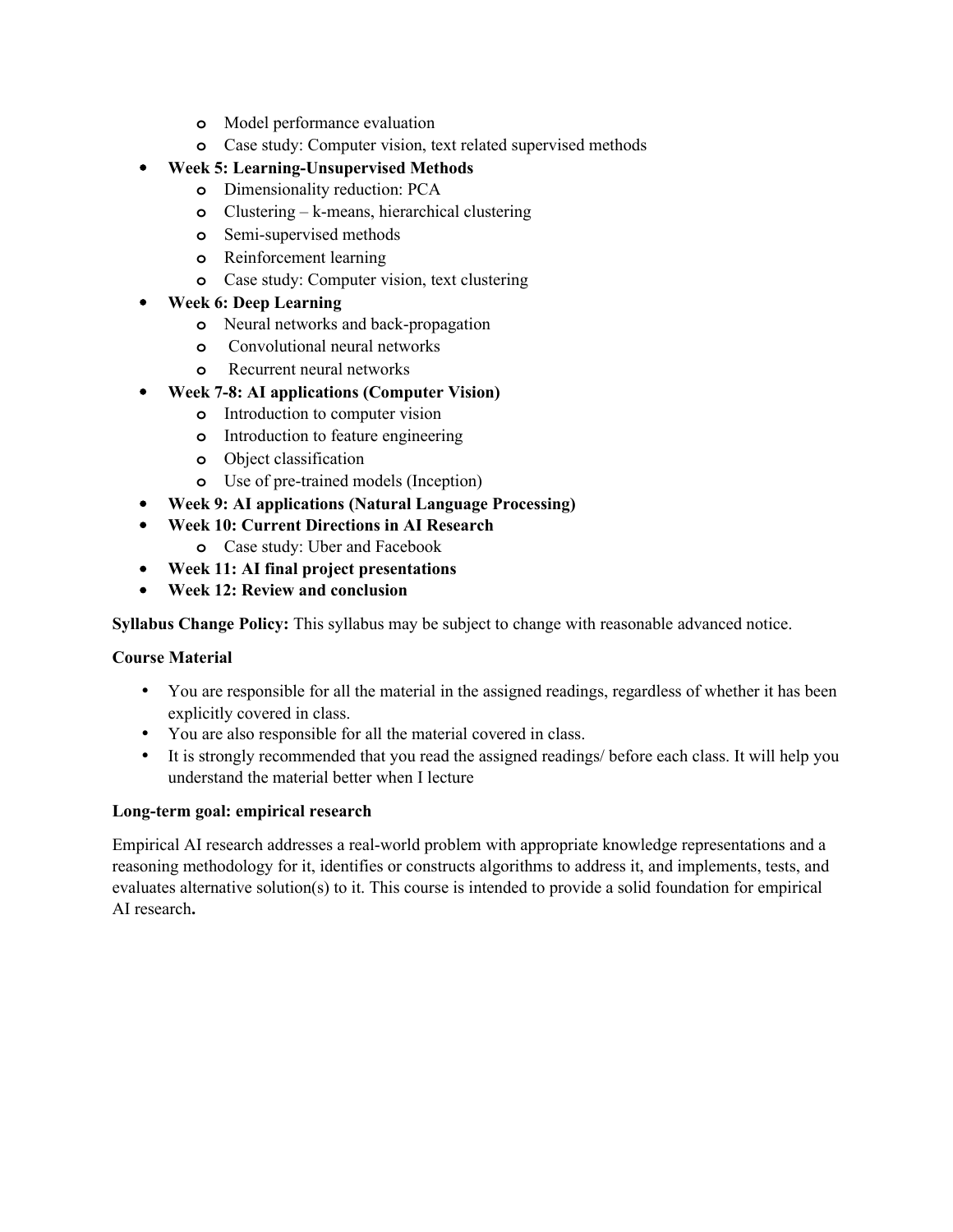- Model performance evaluation
  - Case study: Computer vision, text related supervised methods
- **Week 5: Learning-Unsupervised Methods**
  - Dimensionality reduction: PCA
  - Clustering – k-means, hierarchical clustering
  - Semi-supervised methods
  - Reinforcement learning
  - Case study: Computer vision, text clustering
- **Week 6: Deep Learning**
  - Neural networks and back-propagation
  - Convolutional neural networks
  - Recurrent neural networks
- **Week 7-8: AI applications (Computer Vision)**
  - Introduction to computer vision
  - Introduction to feature engineering
  - Object classification
  - Use of pre-trained models (Inception)
- **Week 9: AI applications (Natural Language Processing)**
- **Week 10: Current Directions in AI Research**
  - Case study: Uber and Facebook
- **Week 11: AI final project presentations**
- **Week 12: Review and conclusion**

**Syllabus Change Policy:** This syllabus may be subject to change with reasonable advanced notice.

**Course Material**

- You are responsible for all the material in the assigned readings, regardless of whether it has been explicitly covered in class.
- You are also responsible for all the material covered in class.
- It is strongly recommended that you read the assigned readings/ before each class. It will help you understand the material better when I lecture

**Long-term goal: empirical research**

Empirical AI research addresses a real-world problem with appropriate knowledge representations and a reasoning methodology for it, identifies or constructs algorithms to address it, and implements, tests, and evaluates alternative solution(s) to it. This course is intended to provide a solid foundation for empirical AI research**.**